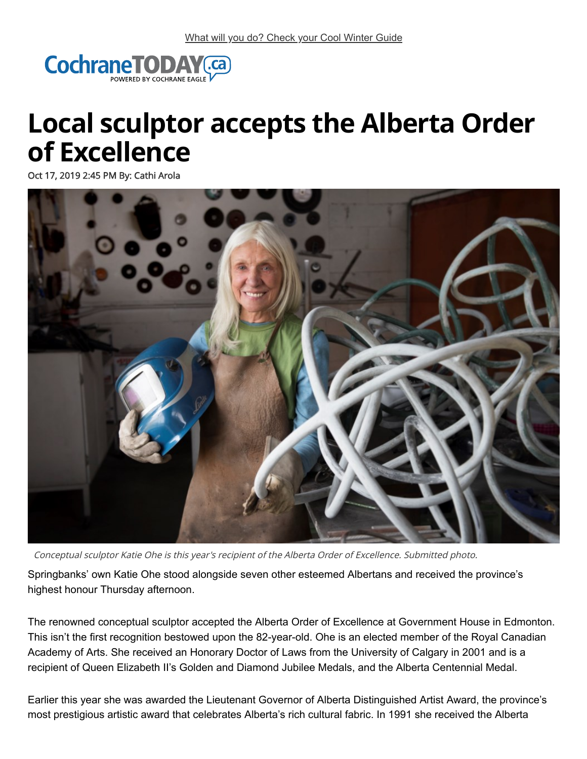What will you do? Check your Cool Winter Guide

CochraneTODAY.ca
POWERED BY COCHRANE EAGLE

# Local sculptor accepts the Alberta Order of Excellence

Oct 17, 2019 2:45 PM By: Cathi Arola

*Conceptual sculptor Katie Ohe is this year's recipient of the Alberta Order of Excellence. Submitted photo.*

Springbanks' own Katie Ohe stood alongside seven other esteemed Albertans and received the province's highest honour Thursday afternoon.

The renowned conceptual sculptor accepted the Alberta Order of Excellence at Government House in Edmonton. This isn't the first recognition bestowed upon the 82-year-old. Ohe is an elected member of the Royal Canadian Academy of Arts. She received an Honorary Doctor of Laws from the University of Calgary in 2001 and is a recipient of Queen Elizabeth II's Golden and Diamond Jubilee Medals, and the Alberta Centennial Medal.

Earlier this year she was awarded the Lieutenant Governor of Alberta Distinguished Artist Award, the province's most prestigious artistic award that celebrates Alberta's rich cultural fabric. In 1991 she received the Alberta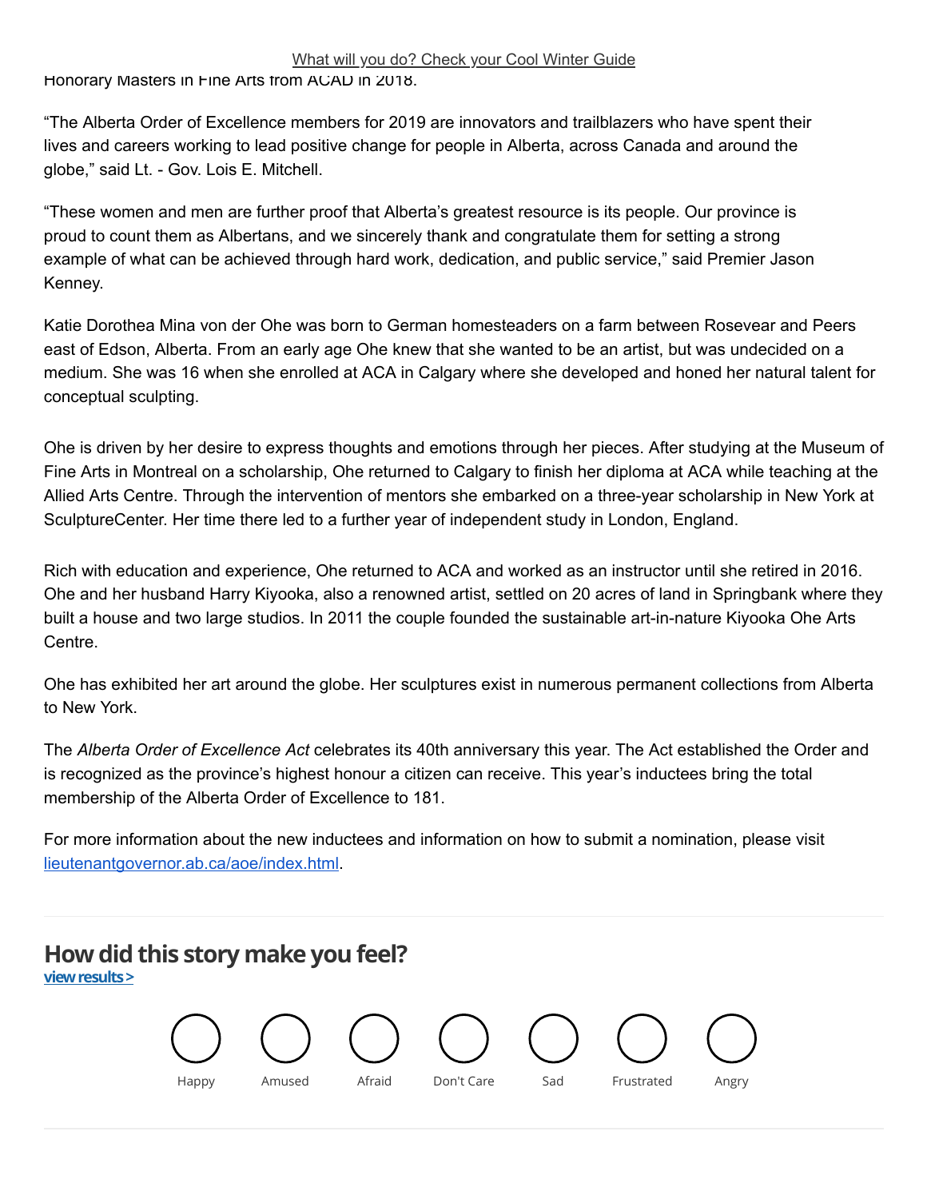Honorary Masters in Fine Arts from ACAD in 2018.

"The Alberta Order of Excellence members for 2019 are innovators and trailblazers who have spent their lives and careers working to lead positive change for people in Alberta, across Canada and around the globe," said Lt. - Gov. Lois E. Mitchell.

"These women and men are further proof that Alberta's greatest resource is its people. Our province is proud to count them as Albertans, and we sincerely thank and congratulate them for setting a strong example of what can be achieved through hard work, dedication, and public service," said Premier Jason Kenney.

Katie Dorothea Mina von der Ohe was born to German homesteaders on a farm between Rosevear and Peers east of Edson, Alberta. From an early age Ohe knew that she wanted to be an artist, but was undecided on a medium. She was 16 when she enrolled at ACA in Calgary where she developed and honed her natural talent for conceptual sculpting.

Ohe is driven by her desire to express thoughts and emotions through her pieces. After studying at the Museum of Fine Arts in Montreal on a scholarship, Ohe returned to Calgary to finish her diploma at ACA while teaching at the Allied Arts Centre. Through the intervention of mentors she embarked on a three-year scholarship in New York at SculptureCenter. Her time there led to a further year of independent study in London, England.

Rich with education and experience, Ohe returned to ACA and worked as an instructor until she retired in 2016. Ohe and her husband Harry Kiyooka, also a renowned artist, settled on 20 acres of land in Springbank where they built a house and two large studios. In 2011 the couple founded the sustainable art-in-nature Kiyooka Ohe Arts Centre.

Ohe has exhibited her art around the globe. Her sculptures exist in numerous permanent collections from Alberta to New York.

The *Alberta Order of Excellence Act* celebrates its 40th anniversary this year. The Act established the Order and is recognized as the province's highest honour a citizen can receive. This year's inductees bring the total membership of the Alberta Order of Excellence to 181.

For more information about the new inductees and information on how to submit a nomination, please visit lieutenantgovernor.ab.ca/aoe/index.html.

## How did this story make you feel?

view results >

Happy Amused Afraid Don't Care Sad Frustrated Angry